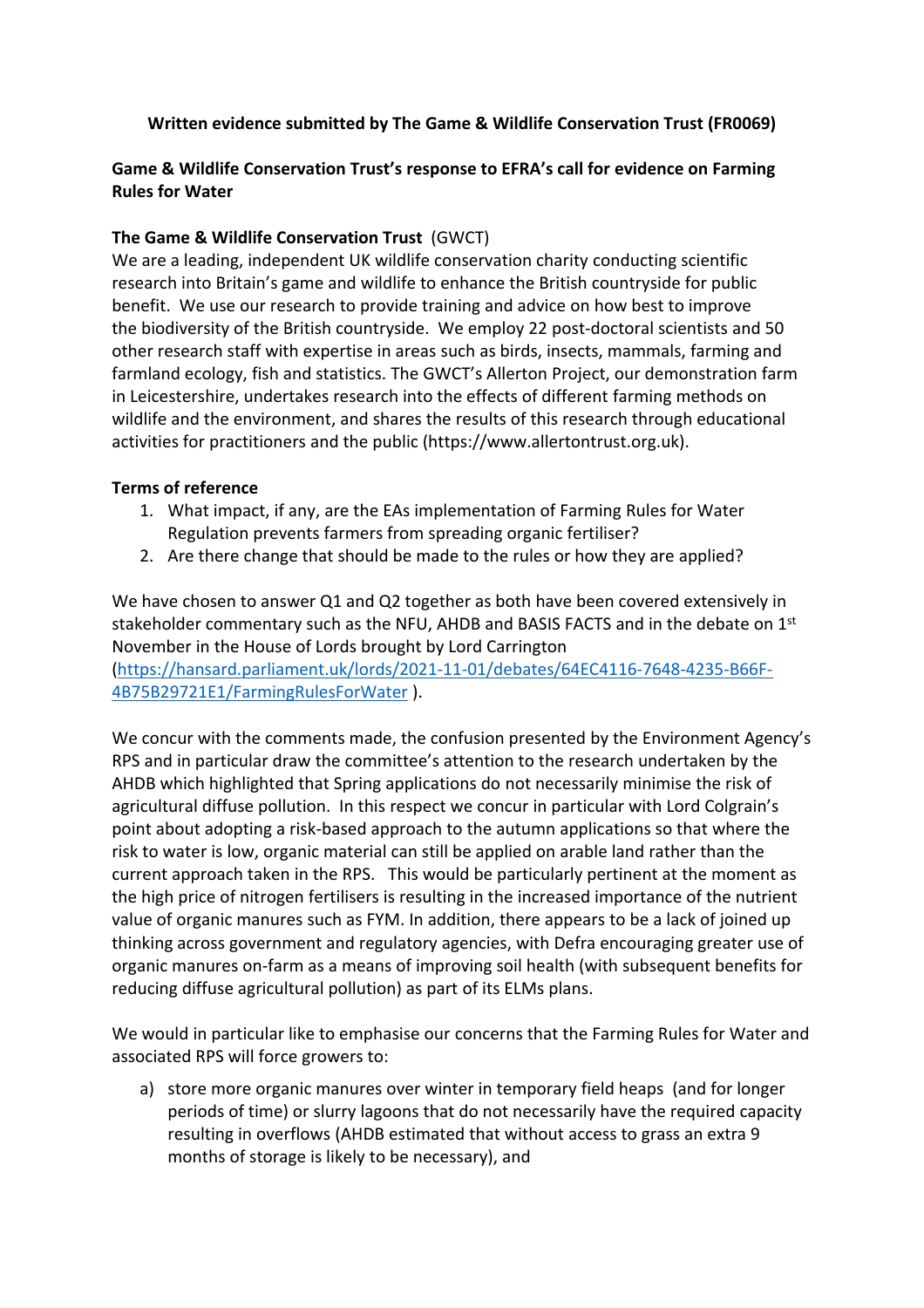**Written evidence submitted by The Game & Wildlife Conservation Trust (FR0069)**

**Game & Wildlife Conservation Trust's response to EFRA's call for evidence on Farming Rules for Water**

**The Game & Wildlife Conservation Trust** (GWCT)
We are a leading, independent UK wildlife conservation charity conducting scientific research into Britain's game and wildlife to enhance the British countryside for public benefit. We use our research to provide training and advice on how best to improve the biodiversity of the British countryside. We employ 22 post-doctoral scientists and 50 other research staff with expertise in areas such as birds, insects, mammals, farming and farmland ecology, fish and statistics. The GWCT's Allerton Project, our demonstration farm in Leicestershire, undertakes research into the effects of different farming methods on wildlife and the environment, and shares the results of this research through educational activities for practitioners and the public (https://www.allertontrust.org.uk).

**Terms of reference**

1. What impact, if any, are the EAs implementation of Farming Rules for Water Regulation prevents farmers from spreading organic fertiliser?
2. Are there change that should be made to the rules or how they are applied?

We have chosen to answer Q1 and Q2 together as both have been covered extensively in stakeholder commentary such as the NFU, AHDB and BASIS FACTS and in the debate on 1st November in the House of Lords brought by Lord Carrington (https://hansard.parliament.uk/lords/2021-11-01/debates/64EC4116-7648-4235-B66F-4B75B29721E1/FarmingRulesForWater ).

We concur with the comments made, the confusion presented by the Environment Agency's RPS and in particular draw the committee's attention to the research undertaken by the AHDB which highlighted that Spring applications do not necessarily minimise the risk of agricultural diffuse pollution. In this respect we concur in particular with Lord Colgrain's point about adopting a risk-based approach to the autumn applications so that where the risk to water is low, organic material can still be applied on arable land rather than the current approach taken in the RPS. This would be particularly pertinent at the moment as the high price of nitrogen fertilisers is resulting in the increased importance of the nutrient value of organic manures such as FYM. In addition, there appears to be a lack of joined up thinking across government and regulatory agencies, with Defra encouraging greater use of organic manures on-farm as a means of improving soil health (with subsequent benefits for reducing diffuse agricultural pollution) as part of its ELMs plans.

We would in particular like to emphasise our concerns that the Farming Rules for Water and associated RPS will force growers to:

a) store more organic manures over winter in temporary field heaps (and for longer periods of time) or slurry lagoons that do not necessarily have the required capacity resulting in overflows (AHDB estimated that without access to grass an extra 9 months of storage is likely to be necessary), and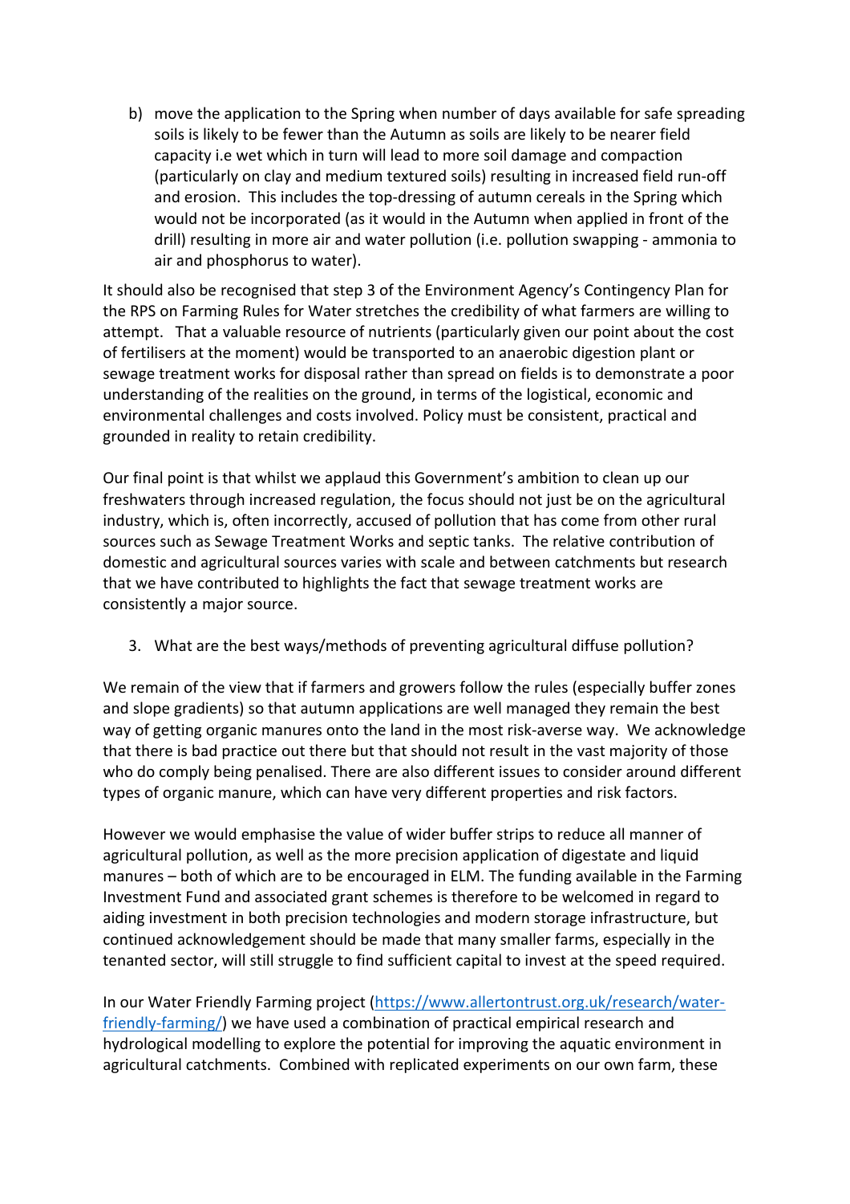b) move the application to the Spring when number of days available for safe spreading soils is likely to be fewer than the Autumn as soils are likely to be nearer field capacity i.e wet which in turn will lead to more soil damage and compaction (particularly on clay and medium textured soils) resulting in increased field run-off and erosion. This includes the top-dressing of autumn cereals in the Spring which would not be incorporated (as it would in the Autumn when applied in front of the drill) resulting in more air and water pollution (i.e. pollution swapping - ammonia to air and phosphorus to water).

It should also be recognised that step 3 of the Environment Agency's Contingency Plan for the RPS on Farming Rules for Water stretches the credibility of what farmers are willing to attempt. That a valuable resource of nutrients (particularly given our point about the cost of fertilisers at the moment) would be transported to an anaerobic digestion plant or sewage treatment works for disposal rather than spread on fields is to demonstrate a poor understanding of the realities on the ground, in terms of the logistical, economic and environmental challenges and costs involved. Policy must be consistent, practical and grounded in reality to retain credibility.

Our final point is that whilst we applaud this Government's ambition to clean up our freshwaters through increased regulation, the focus should not just be on the agricultural industry, which is, often incorrectly, accused of pollution that has come from other rural sources such as Sewage Treatment Works and septic tanks. The relative contribution of domestic and agricultural sources varies with scale and between catchments but research that we have contributed to highlights the fact that sewage treatment works are consistently a major source.

3. What are the best ways/methods of preventing agricultural diffuse pollution?

We remain of the view that if farmers and growers follow the rules (especially buffer zones and slope gradients) so that autumn applications are well managed they remain the best way of getting organic manures onto the land in the most risk-averse way. We acknowledge that there is bad practice out there but that should not result in the vast majority of those who do comply being penalised. There are also different issues to consider around different types of organic manure, which can have very different properties and risk factors.

However we would emphasise the value of wider buffer strips to reduce all manner of agricultural pollution, as well as the more precision application of digestate and liquid manures – both of which are to be encouraged in ELM. The funding available in the Farming Investment Fund and associated grant schemes is therefore to be welcomed in regard to aiding investment in both precision technologies and modern storage infrastructure, but continued acknowledgement should be made that many smaller farms, especially in the tenanted sector, will still struggle to find sufficient capital to invest at the speed required.

In our Water Friendly Farming project (https://www.allertontrust.org.uk/research/water-friendly-farming/) we have used a combination of practical empirical research and hydrological modelling to explore the potential for improving the aquatic environment in agricultural catchments. Combined with replicated experiments on our own farm, these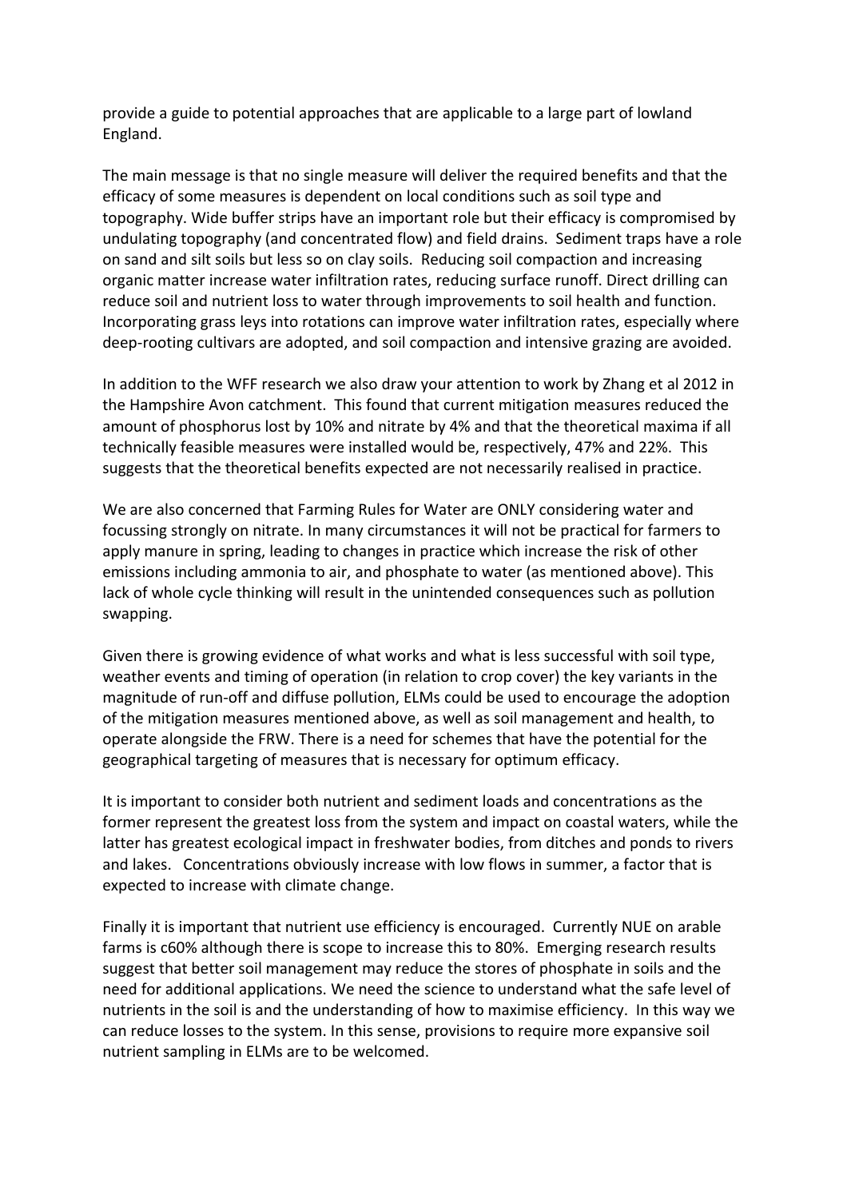provide a guide to potential approaches that are applicable to a large part of lowland England.

The main message is that no single measure will deliver the required benefits and that the efficacy of some measures is dependent on local conditions such as soil type and topography. Wide buffer strips have an important role but their efficacy is compromised by undulating topography (and concentrated flow) and field drains. Sediment traps have a role on sand and silt soils but less so on clay soils. Reducing soil compaction and increasing organic matter increase water infiltration rates, reducing surface runoff. Direct drilling can reduce soil and nutrient loss to water through improvements to soil health and function. Incorporating grass leys into rotations can improve water infiltration rates, especially where deep-rooting cultivars are adopted, and soil compaction and intensive grazing are avoided.

In addition to the WFF research we also draw your attention to work by Zhang et al 2012 in the Hampshire Avon catchment. This found that current mitigation measures reduced the amount of phosphorus lost by 10% and nitrate by 4% and that the theoretical maxima if all technically feasible measures were installed would be, respectively, 47% and 22%. This suggests that the theoretical benefits expected are not necessarily realised in practice.

We are also concerned that Farming Rules for Water are ONLY considering water and focussing strongly on nitrate. In many circumstances it will not be practical for farmers to apply manure in spring, leading to changes in practice which increase the risk of other emissions including ammonia to air, and phosphate to water (as mentioned above). This lack of whole cycle thinking will result in the unintended consequences such as pollution swapping.

Given there is growing evidence of what works and what is less successful with soil type, weather events and timing of operation (in relation to crop cover) the key variants in the magnitude of run-off and diffuse pollution, ELMs could be used to encourage the adoption of the mitigation measures mentioned above, as well as soil management and health, to operate alongside the FRW. There is a need for schemes that have the potential for the geographical targeting of measures that is necessary for optimum efficacy.

It is important to consider both nutrient and sediment loads and concentrations as the former represent the greatest loss from the system and impact on coastal waters, while the latter has greatest ecological impact in freshwater bodies, from ditches and ponds to rivers and lakes. Concentrations obviously increase with low flows in summer, a factor that is expected to increase with climate change.

Finally it is important that nutrient use efficiency is encouraged. Currently NUE on arable farms is c60% although there is scope to increase this to 80%. Emerging research results suggest that better soil management may reduce the stores of phosphate in soils and the need for additional applications. We need the science to understand what the safe level of nutrients in the soil is and the understanding of how to maximise efficiency. In this way we can reduce losses to the system. In this sense, provisions to require more expansive soil nutrient sampling in ELMs are to be welcomed.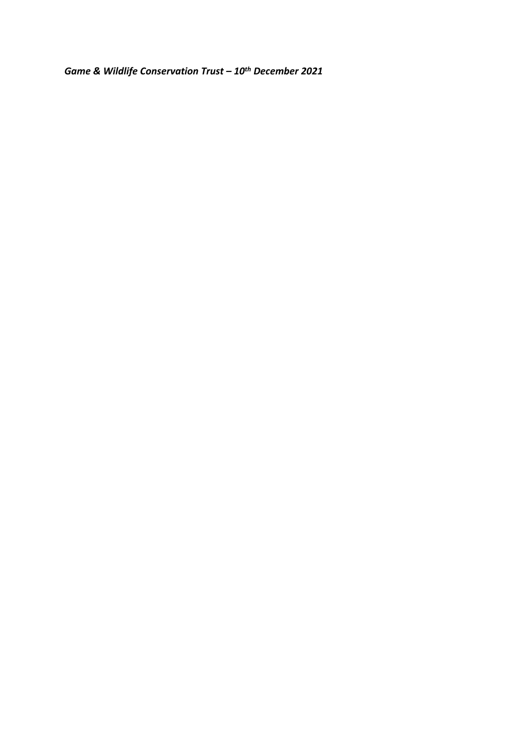***Game & Wildlife Conservation Trust – 10th December 2021***